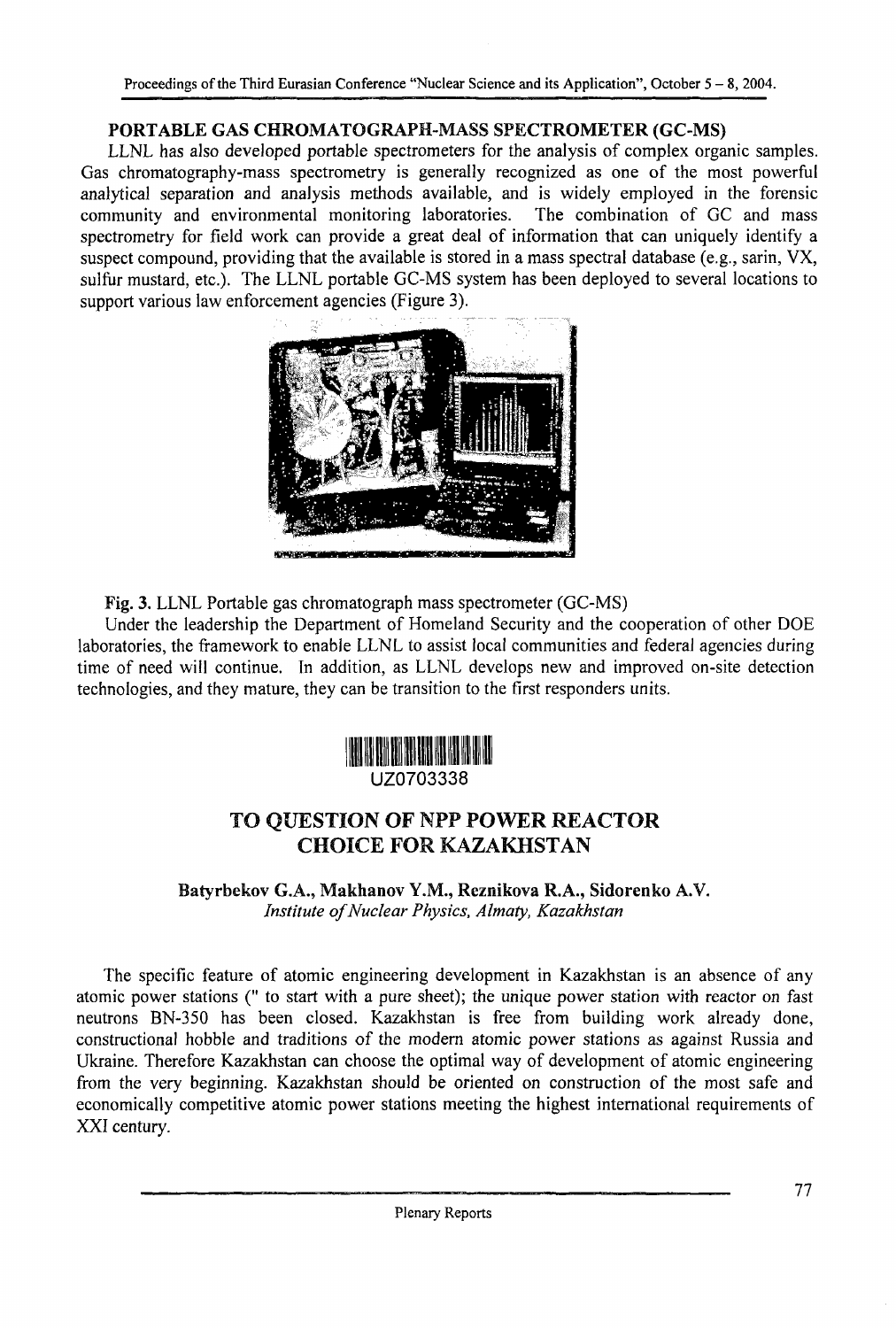## PORTABLE GAS CHROMATOGRAPH-MASS SPECTROMETER (GC-MS)

LLNL has also developed portable spectrometers for the analysis of complex organic samples. Gas chromatography-mass spectrometry is generally recognized as one of the most powerful analytical separation and analysis methods available, and is widely employed in the forensic community and environmental monitoring laboratories. The combination of GC and mass spectrometry for field work can provide a great deal of information that can uniquely identify a suspect compound, providing that the available is stored in a mass spectral database (e.g., sarin, VX, sulfur mustard, etc.). The LLNL portable GC-MS system has been deployed to several locations to support various law enforcement agencies (Figure 3).

**Fig. 3.** LLNL Portable gas chromatograph mass spectrometer (GC-MS)

Under the leadership the Department of Homeland Security and the cooperation of other DOE laboratories, the framework to enable LLNL to assist local communities and federal agencies during time of need will continue. In addition, as LLNL develops new and improved on-site detection technologies, and they mature, they can be transition to the first responders units.

UZ0703338

# TO QUESTION OF NPP POWER REACTOR CHOICE FOR KAZAKHSTAN

**Batyrbekov G.A., Makhanov Y.M., Reznikova R.A., Sidorenko A.V.**
*Institute of Nuclear Physics, Almaty, Kazakhstan*

The specific feature of atomic engineering development in Kazakhstan is an absence of any atomic power stations (" to start with a pure sheet); the unique power station with reactor on fast neutrons BN-350 has been closed. Kazakhstan is free from building work already done, constructional hobble and traditions of the modern atomic power stations as against Russia and Ukraine. Therefore Kazakhstan can choose the optimal way of development of atomic engineering from the very beginning. Kazakhstan should be oriented on construction of the most safe and economically competitive atomic power stations meeting the highest international requirements of XXI century.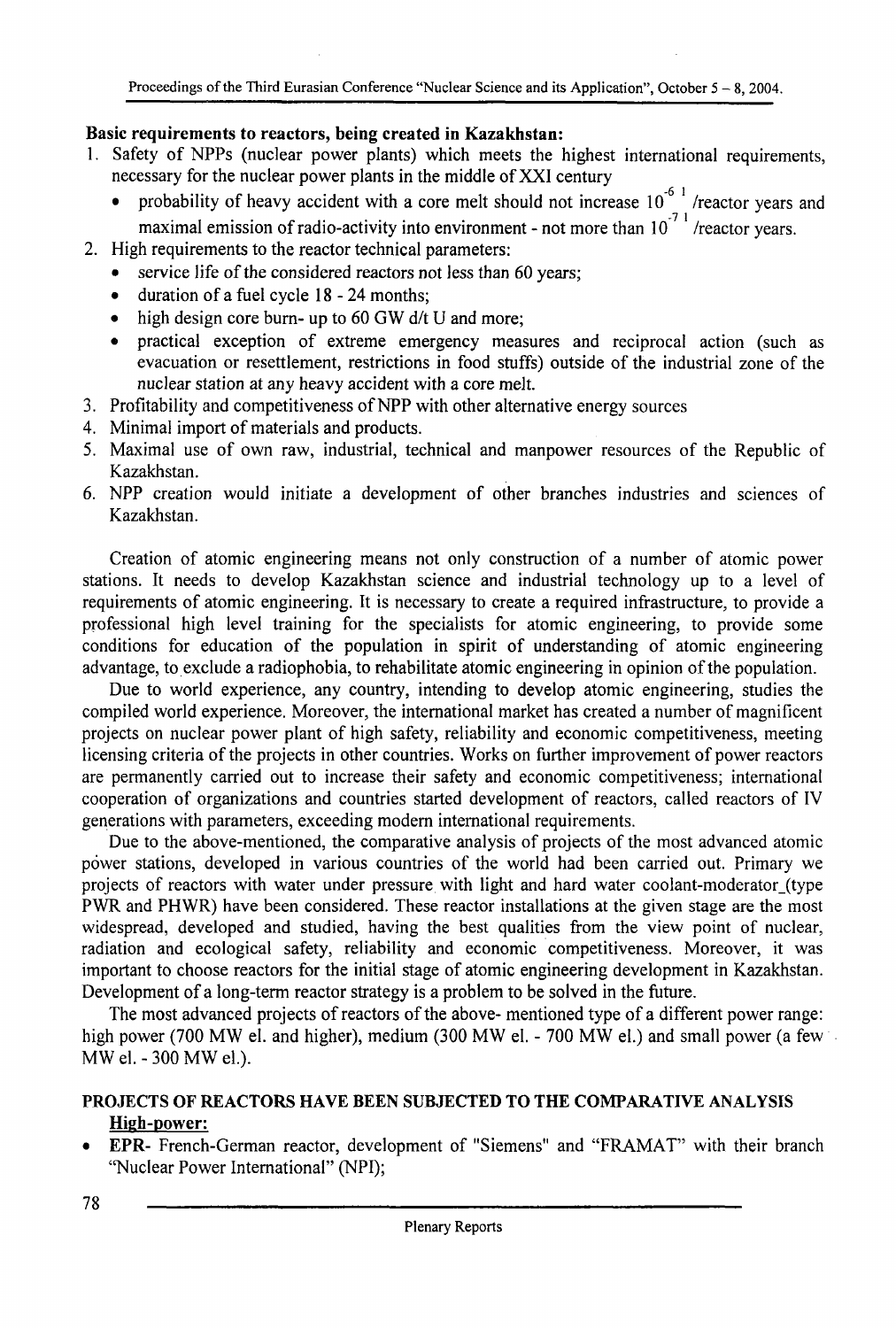**Basic requirements to reactors, being created in Kazakhstan:**

1. Safety of NPPs (nuclear power plants) which meets the highest international requirements, necessary for the nuclear power plants in the middle of XXI century
   - probability of heavy accident with a core melt should not increase $10^{-6}$ [1] /reactor years and maximal emission of radio-activity into environment - not more than $10^{-7}$ [1] /reactor years.
2. High requirements to the reactor technical parameters:
   - service life of the considered reactors not less than 60 years;
   - duration of a fuel cycle 18 - 24 months;
   - high design core burn- up to 60 GW d/t U and more;
   - practical exception of extreme emergency measures and reciprocal action (such as evacuation or resettlement, restrictions in food stuffs) outside of the industrial zone of the nuclear station at any heavy accident with a core melt.
3. Profitability and competitiveness of NPP with other alternative energy sources
4. Minimal import of materials and products.
5. Maximal use of own raw, industrial, technical and manpower resources of the Republic of Kazakhstan.
6. NPP creation would initiate a development of other branches industries and sciences of Kazakhstan.

Creation of atomic engineering means not only construction of a number of atomic power stations. It needs to develop Kazakhstan science and industrial technology up to a level of requirements of atomic engineering. It is necessary to create a required infrastructure, to provide a professional high level training for the specialists for atomic engineering, to provide some conditions for education of the population in spirit of understanding of atomic engineering advantage, to exclude a radiophobia, to rehabilitate atomic engineering in opinion of the population.

Due to world experience, any country, intending to develop atomic engineering, studies the compiled world experience. Moreover, the international market has created a number of magnificent projects on nuclear power plant of high safety, reliability and economic competitiveness, meeting licensing criteria of the projects in other countries. Works on further improvement of power reactors are permanently carried out to increase their safety and economic competitiveness; international cooperation of organizations and countries started development of reactors, called reactors of IV generations with parameters, exceeding modern international requirements.

Due to the above-mentioned, the comparative analysis of projects of the most advanced atomic power stations, developed in various countries of the world had been carried out. Primary we projects of reactors with water under pressure with light and hard water coolant-moderator_(type PWR and PHWR) have been considered. These reactor installations at the given stage are the most widespread, developed and studied, having the best qualities from the view point of nuclear, radiation and ecological safety, reliability and economic competitiveness. Moreover, it was important to choose reactors for the initial stage of atomic engineering development in Kazakhstan. Development of a long-term reactor strategy is a problem to be solved in the future.

The most advanced projects of reactors of the above- mentioned type of a different power range: high power (700 MW el. and higher), medium (300 MW el. - 700 MW el.) and small power (a few MW el. - 300 MW el.).

**PROJECTS OF REACTORS HAVE BEEN SUBJECTED TO THE COMPARATIVE ANALYSIS**

**High-power:**

- **EPR**- French-German reactor, development of "Siemens" and "FRAMAT" with their branch "Nuclear Power International" (NPI);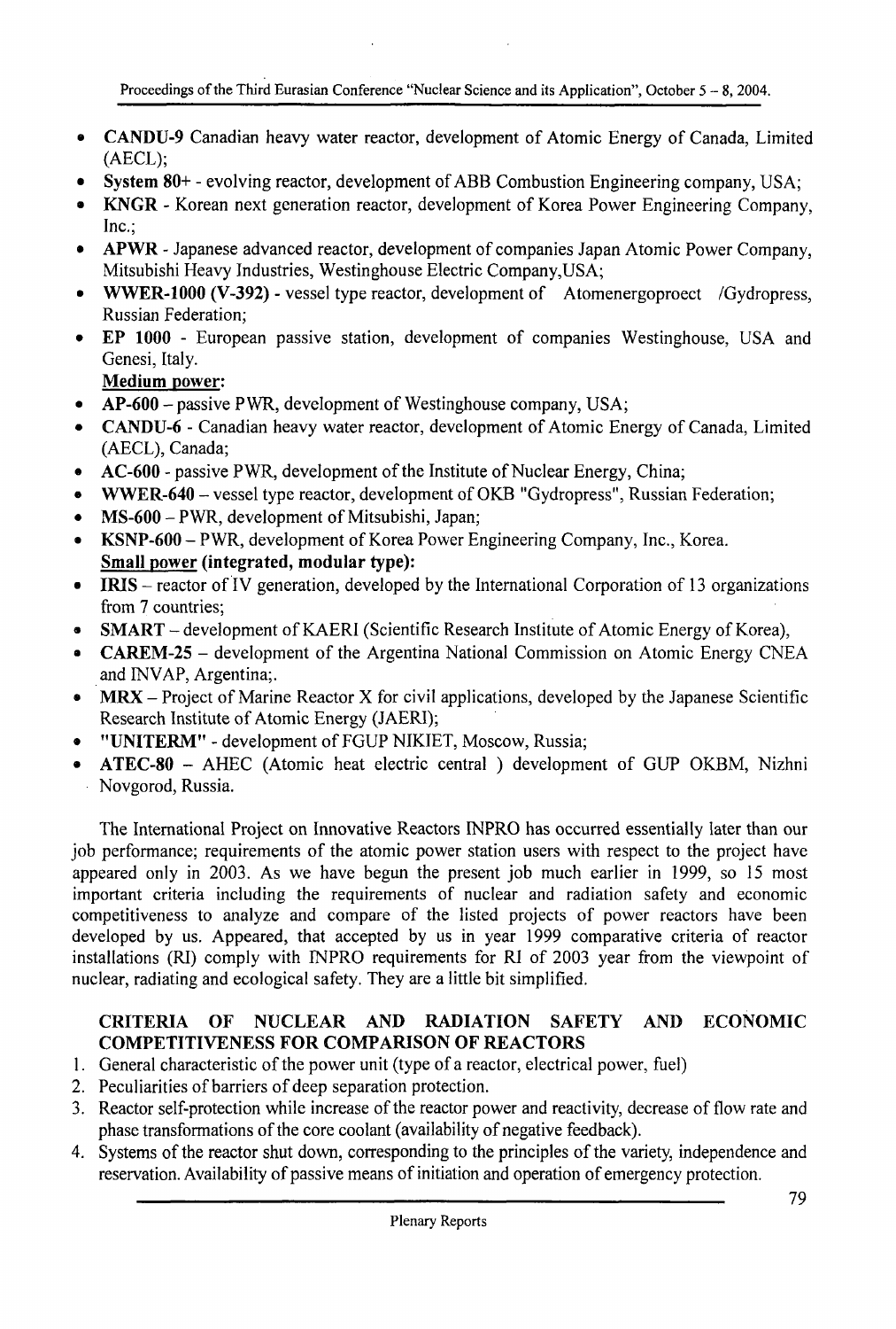- **CANDU-9** Canadian heavy water reactor, development of Atomic Energy of Canada, Limited (AECL);
- **System 80+** - evolving reactor, development of ABB Combustion Engineering company, USA;
- **KNGR** - Korean next generation reactor, development of Korea Power Engineering Company, Inc.;
- **APWR** - Japanese advanced reactor, development of companies Japan Atomic Power Company, Mitsubishi Heavy Industries, Westinghouse Electric Company,USA;
- **WWER-1000 (V-392)** - vessel type reactor, development of Atomenergoproect /Gydropress, Russian Federation;
- **EP 1000** - European passive station, development of companies Westinghouse, USA and Genesi, Italy.

**Medium power:**

- **AP-600** – passive PWR, development of Westinghouse company, USA;
- **CANDU-6** - Canadian heavy water reactor, development of Atomic Energy of Canada, Limited (AECL), Canada;
- **AC-600** - passive PWR, development of the Institute of Nuclear Energy, China;
- **WWER-640** – vessel type reactor, development of OKB "Gydropress", Russian Federation;
- **MS-600** – PWR, development of Mitsubishi, Japan;
- **KSNP-600** – PWR, development of Korea Power Engineering Company, Inc., Korea.

**Small power (integrated, modular type):**

- **IRIS** – reactor of IV generation, developed by the International Corporation of 13 organizations from 7 countries;
- **SMART** – development of KAERI (Scientific Research Institute of Atomic Energy of Korea),
- **CAREM-25** – development of the Argentina National Commission on Atomic Energy CNEA and INVAP, Argentina;.
- **MRX** – Project of Marine Reactor X for civil applications, developed by the Japanese Scientific Research Institute of Atomic Energy (JAERI);
- **"UNITERM"** - development of FGUP NIKIET, Moscow, Russia;
- **ATEC-80** – AHEC (Atomic heat electric central ) development of GUP OKBM, Nizhni Novgorod, Russia.

The International Project on Innovative Reactors INPRO has occurred essentially later than our job performance; requirements of the atomic power station users with respect to the project have appeared only in 2003. As we have begun the present job much earlier in 1999, so 15 most important criteria including the requirements of nuclear and radiation safety and economic competitiveness to analyze and compare of the listed projects of power reactors have been developed by us. Appeared, that accepted by us in year 1999 comparative criteria of reactor installations (RI) comply with INPRO requirements for RI of 2003 year from the viewpoint of nuclear, radiating and ecological safety. They are a little bit simplified.

## CRITERIA OF NUCLEAR AND RADIATION SAFETY AND ECONOMIC COMPETITIVENESS FOR COMPARISON OF REACTORS

1. General characteristic of the power unit (type of a reactor, electrical power, fuel)
2. Peculiarities of barriers of deep separation protection.
3. Reactor self-protection while increase of the reactor power and reactivity, decrease of flow rate and phase transformations of the core coolant (availability of negative feedback).
4. Systems of the reactor shut down, corresponding to the principles of the variety, independence and reservation. Availability of passive means of initiation and operation of emergency protection.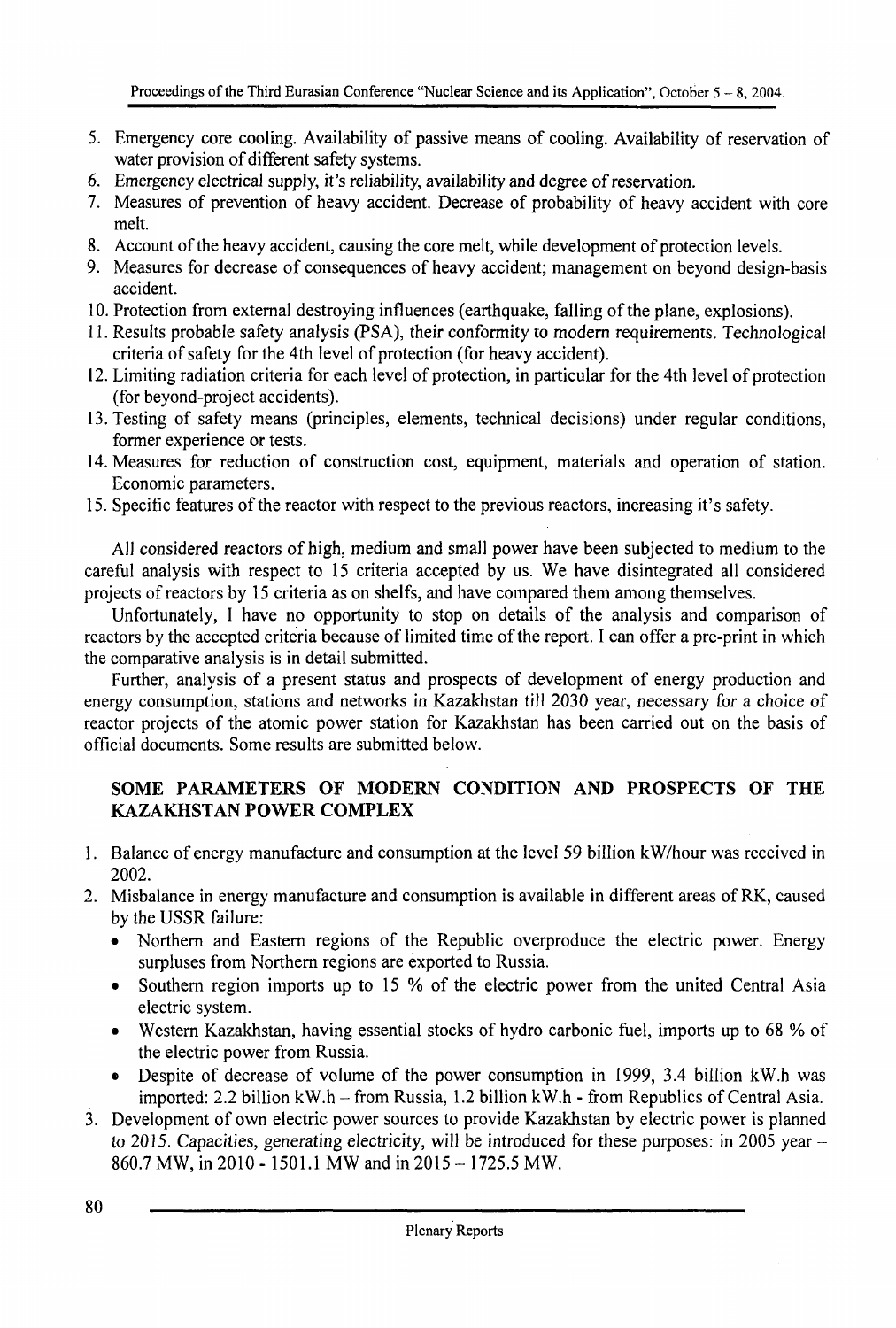5. Emergency core cooling. Availability of passive means of cooling. Availability of reservation of water provision of different safety systems.
6. Emergency electrical supply, it's reliability, availability and degree of reservation.
7. Measures of prevention of heavy accident. Decrease of probability of heavy accident with core melt.
8. Account of the heavy accident, causing the core melt, while development of protection levels.
9. Measures for decrease of consequences of heavy accident; management on beyond design-basis accident.
10. Protection from external destroying influences (earthquake, falling of the plane, explosions).
11. Results probable safety analysis (PSA), their conformity to modern requirements. Technological criteria of safety for the 4th level of protection (for heavy accident).
12. Limiting radiation criteria for each level of protection, in particular for the 4th level of protection (for beyond-project accidents).
13. Testing of safety means (principles, elements, technical decisions) under regular conditions, former experience or tests.
14. Measures for reduction of construction cost, equipment, materials and operation of station. Economic parameters.
15. Specific features of the reactor with respect to the previous reactors, increasing it's safety.

All considered reactors of high, medium and small power have been subjected to medium to the careful analysis with respect to 15 criteria accepted by us. We have disintegrated all considered projects of reactors by 15 criteria as on shelfs, and have compared them among themselves.

Unfortunately, I have no opportunity to stop on details of the analysis and comparison of reactors by the accepted criteria because of limited time of the report. I can offer a pre-print in which the comparative analysis is in detail submitted.

Further, analysis of a present status and prospects of development of energy production and energy consumption, stations and networks in Kazakhstan till 2030 year, necessary for a choice of reactor projects of the atomic power station for Kazakhstan has been carried out on the basis of official documents. Some results are submitted below.

## SOME PARAMETERS OF MODERN CONDITION AND PROSPECTS OF THE KAZAKHSTAN POWER COMPLEX

1. Balance of energy manufacture and consumption at the level 59 billion kW/hour was received in 2002.
2. Misbalance in energy manufacture and consumption is available in different areas of RK, caused by the USSR failure:
   - Northern and Eastern regions of the Republic overproduce the electric power. Energy surpluses from Northern regions are exported to Russia.
   - Southern region imports up to 15 % of the electric power from the united Central Asia electric system.
   - Western Kazakhstan, having essential stocks of hydro carbonic fuel, imports up to 68 % of the electric power from Russia.
   - Despite of decrease of volume of the power consumption in 1999, 3.4 billion kW.h was imported: 2.2 billion kW.h – from Russia, 1.2 billion kW.h - from Republics of Central Asia.
3. Development of own electric power sources to provide Kazakhstan by electric power is planned to 2015. Capacities, generating electricity, will be introduced for these purposes: in 2005 year – 860.7 MW, in 2010 - 1501.1 MW and in 2015 – 1725.5 MW.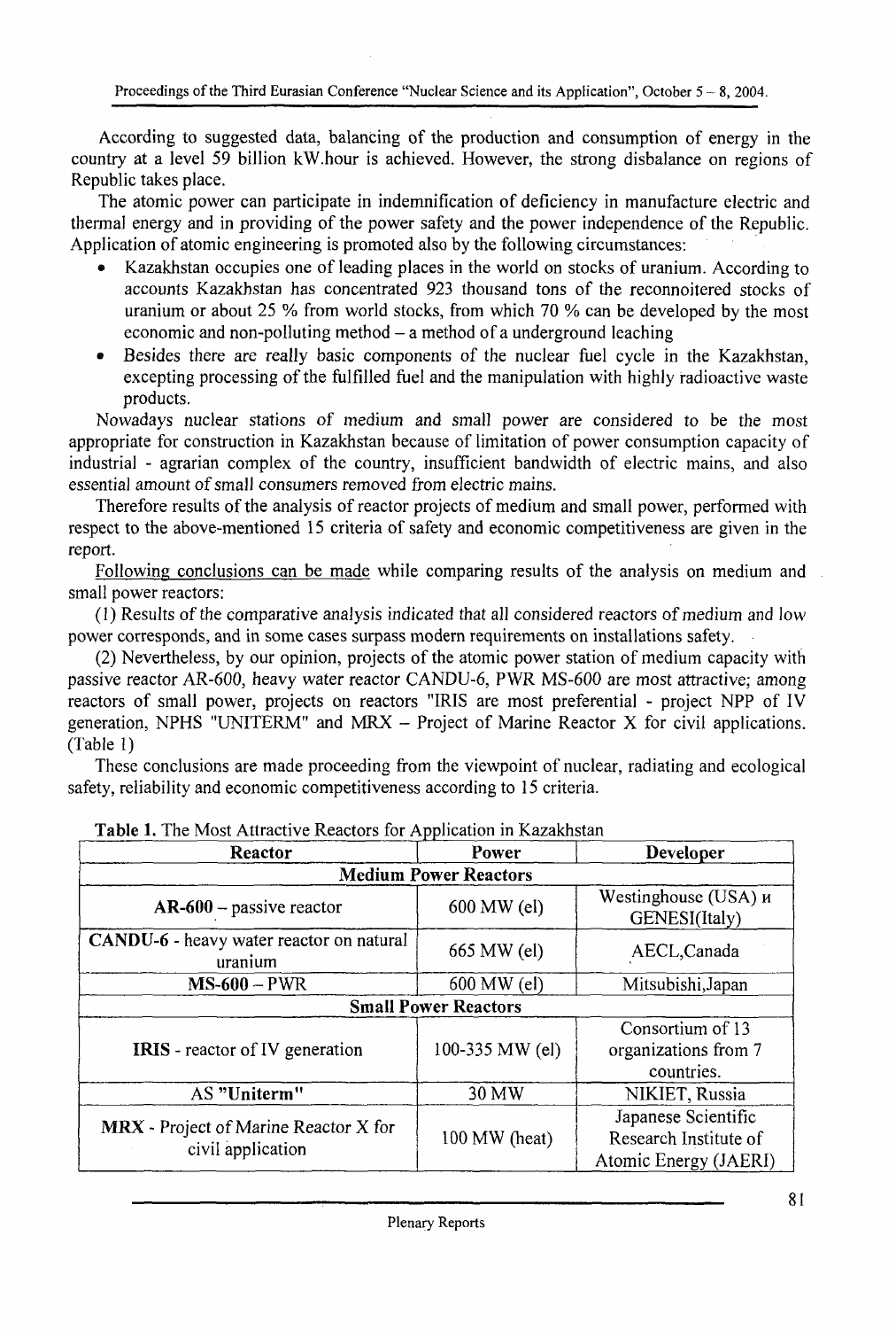According to suggested data, balancing of the production and consumption of energy in the country at a level 59 billion kW.hour is achieved. However, the strong disbalance on regions of Republic takes place.

The atomic power can participate in indemnification of deficiency in manufacture electric and thermal energy and in providing of the power safety and the power independence of the Republic. Application of atomic engineering is promoted also by the following circumstances:

- Kazakhstan occupies one of leading places in the world on stocks of uranium. According to accounts Kazakhstan has concentrated 923 thousand tons of the reconnoitered stocks of uranium or about 25 % from world stocks, from which 70 % can be developed by the most economic and non-polluting method – a method of a underground leaching
- Besides there are really basic components of the nuclear fuel cycle in the Kazakhstan, excepting processing of the fulfilled fuel and the manipulation with highly radioactive waste products.

Nowadays nuclear stations of medium and small power are considered to be the most appropriate for construction in Kazakhstan because of limitation of power consumption capacity of industrial - agrarian complex of the country, insufficient bandwidth of electric mains, and also essential amount of small consumers removed from electric mains.

Therefore results of the analysis of reactor projects of medium and small power, performed with respect to the above-mentioned 15 criteria of safety and economic competitiveness are given in the report.

Following conclusions can be made while comparing results of the analysis on medium and small power reactors:

(1) Results of the comparative analysis indicated that all considered reactors of medium and low power corresponds, and in some cases surpass modern requirements on installations safety.

(2) Nevertheless, by our opinion, projects of the atomic power station of medium capacity with passive reactor AR-600, heavy water reactor CANDU-6, PWR MS-600 are most attractive; among reactors of small power, projects on reactors "IRIS are most preferential - project NPP of IV generation, NPHS "UNITERM" and MRX – Project of Marine Reactor X for civil applications. (Table 1)

These conclusions are made proceeding from the viewpoint of nuclear, radiating and ecological safety, reliability and economic competitiveness according to 15 criteria.

**Table 1.** The Most Attractive Reactors for Application in Kazakhstan

| Reactor | Power | Developer |
|---|---|---|
| **Medium Power Reactors** | | |
| **AR-600** – passive reactor | 600 MW (el) | Westinghouse (USA) и GENESI(Italy) |
| **CANDU-6** - heavy water reactor on natural uranium | 665 MW (el) | AECL,Canada |
| **MS-600** – PWR | 600 MW (el) | Mitsubishi,Japan |
| **Small Power Reactors** | | |
| **IRIS** - reactor of IV generation | 100-335 MW (el) | Consortium of 13 organizations from 7 countries. |
| AS **"Uniterm"** | 30 MW | NIKIET, Russia |
| **MRX** - Project of Marine Reactor X for civil application | 100 MW (heat) | Japanese Scientific Research Institute of Atomic Energy (JAERI) |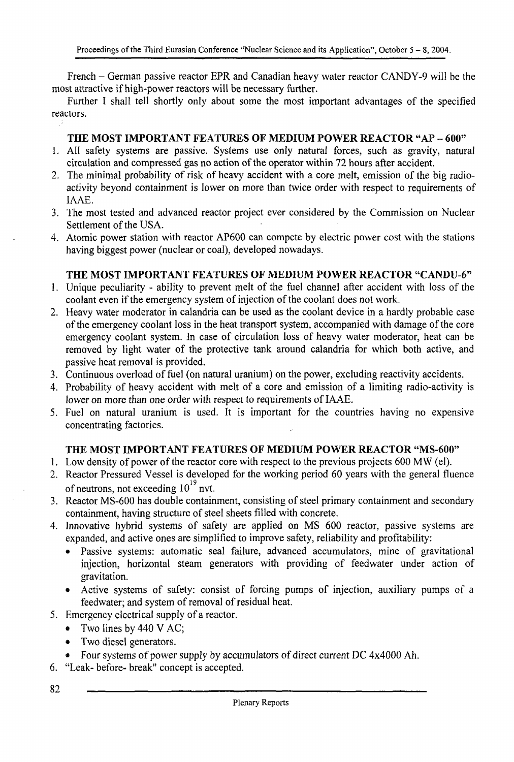French – German passive reactor EPR and Canadian heavy water reactor CANDY-9 will be the most attractive if high-power reactors will be necessary further.

Further I shall tell shortly only about some the most important advantages of the specified reactors.

### THE MOST IMPORTANT FEATURES OF MEDIUM POWER REACTOR "AP – 600"

1. All safety systems are passive. Systems use only natural forces, such as gravity, natural circulation and compressed gas no action of the operator within 72 hours after accident.
2. The minimal probability of risk of heavy accident with a core melt, emission of the big radio-activity beyond containment is lower on more than twice order with respect to requirements of IAAE.
3. The most tested and advanced reactor project ever considered by the Commission on Nuclear Settlement of the USA.
4. Atomic power station with reactor AP600 can compete by electric power cost with the stations having biggest power (nuclear or coal), developed nowadays.

### THE MOST IMPORTANT FEATURES OF MEDIUM POWER REACTOR "CANDU-6"

1. Unique peculiarity - ability to prevent melt of the fuel channel after accident with loss of the coolant even if the emergency system of injection of the coolant does not work.
2. Heavy water moderator in calandria can be used as the coolant device in a hardly probable case of the emergency coolant loss in the heat transport system, accompanied with damage of the core emergency coolant system. In case of circulation loss of heavy water moderator, heat can be removed by light water of the protective tank around calandria for which both active, and passive heat removal is provided.
3. Continuous overload of fuel (on natural uranium) on the power, excluding reactivity accidents.
4. Probability of heavy accident with melt of a core and emission of a limiting radio-activity is lower on more than one order with respect to requirements of IAAE.
5. Fuel on natural uranium is used. It is important for the countries having no expensive concentrating factories.

### THE MOST IMPORTANT FEATURES OF MEDIUM POWER REACTOR "MS-600"

1. Low density of power of the reactor core with respect to the previous projects 600 MW (el).
2. Reactor Pressured Vessel is developed for the working period 60 years with the general fluence of neutrons, not exceeding $10^{19}$ nvt.
3. Reactor MS-600 has double containment, consisting of steel primary containment and secondary containment, having structure of steel sheets filled with concrete.
4. Innovative hybrid systems of safety are applied on MS 600 reactor, passive systems are expanded, and active ones are simplified to improve safety, reliability and profitability:
   - Passive systems: automatic seal failure, advanced accumulators, mine of gravitational injection, horizontal steam generators with providing of feedwater under action of gravitation.
   - Active systems of safety: consist of forcing pumps of injection, auxiliary pumps of a feedwater; and system of removal of residual heat.
5. Emergency electrical supply of a reactor.
   - Two lines by 440 V AC;
   - Two diesel generators.
   - Four systems of power supply by accumulators of direct current DC 4x4000 Ah.
6. "Leak- before- break" concept is accepted.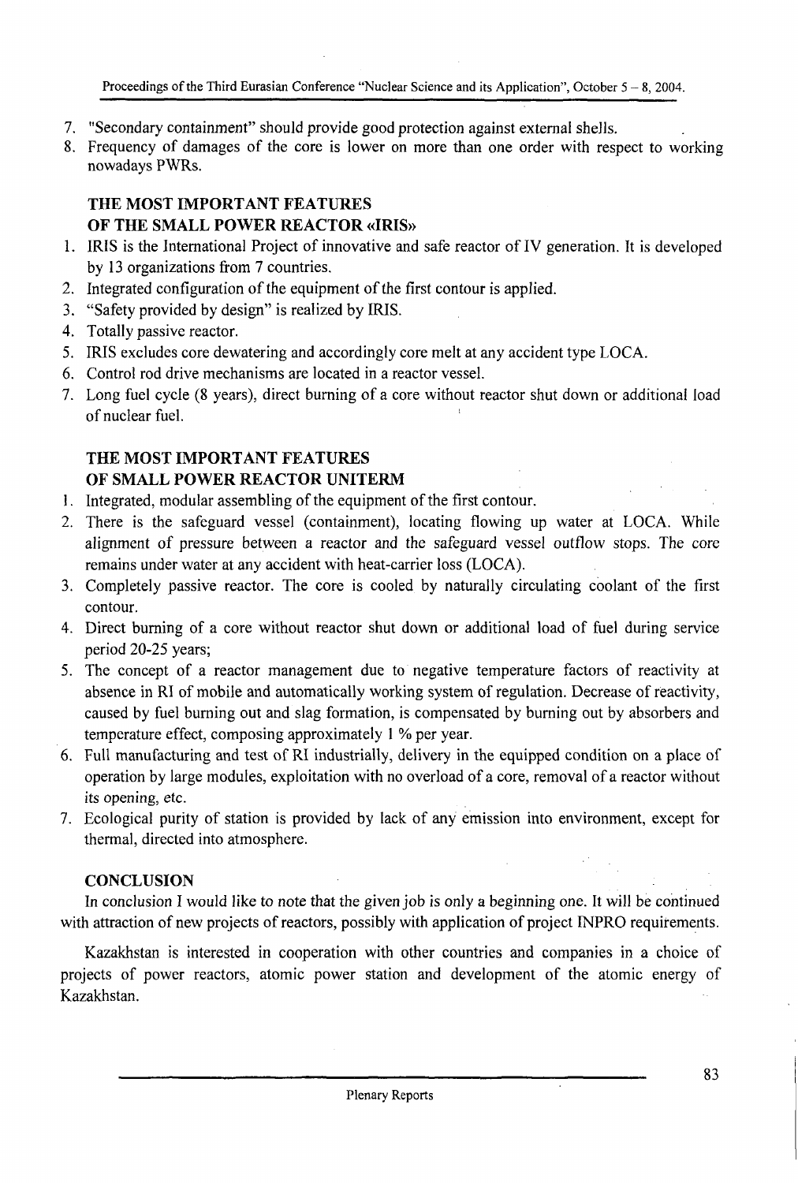7. "Secondary containment" should provide good protection against external shells.
8. Frequency of damages of the core is lower on more than one order with respect to working nowadays PWRs.

## THE MOST IMPORTANT FEATURES OF THE SMALL POWER REACTOR «IRIS»

1. IRIS is the International Project of innovative and safe reactor of IV generation. It is developed by 13 organizations from 7 countries.
2. Integrated configuration of the equipment of the first contour is applied.
3. "Safety provided by design" is realized by IRIS.
4. Totally passive reactor.
5. IRIS excludes core dewatering and accordingly core melt at any accident type LOCA.
6. Control rod drive mechanisms are located in a reactor vessel.
7. Long fuel cycle (8 years), direct burning of a core without reactor shut down or additional load of nuclear fuel.

## THE MOST IMPORTANT FEATURES OF SMALL POWER REACTOR UNITERM

1. Integrated, modular assembling of the equipment of the first contour.
2. There is the safeguard vessel (containment), locating flowing up water at LOCA. While alignment of pressure between a reactor and the safeguard vessel outflow stops. The core remains under water at any accident with heat-carrier loss (LOCA).
3. Completely passive reactor. The core is cooled by naturally circulating coolant of the first contour.
4. Direct burning of a core without reactor shut down or additional load of fuel during service period 20-25 years;
5. The concept of a reactor management due to negative temperature factors of reactivity at absence in RI of mobile and automatically working system of regulation. Decrease of reactivity, caused by fuel burning out and slag formation, is compensated by burning out by absorbers and temperature effect, composing approximately 1 % per year.
6. Full manufacturing and test of RI industrially, delivery in the equipped condition on a place of operation by large modules, exploitation with no overload of a core, removal of a reactor without its opening, etc.
7. Ecological purity of station is provided by lack of any emission into environment, except for thermal, directed into atmosphere.

## CONCLUSION

In conclusion I would like to note that the given job is only a beginning one. It will be continued with attraction of new projects of reactors, possibly with application of project INPRO requirements.

Kazakhstan is interested in cooperation with other countries and companies in a choice of projects of power reactors, atomic power station and development of the atomic energy of Kazakhstan.